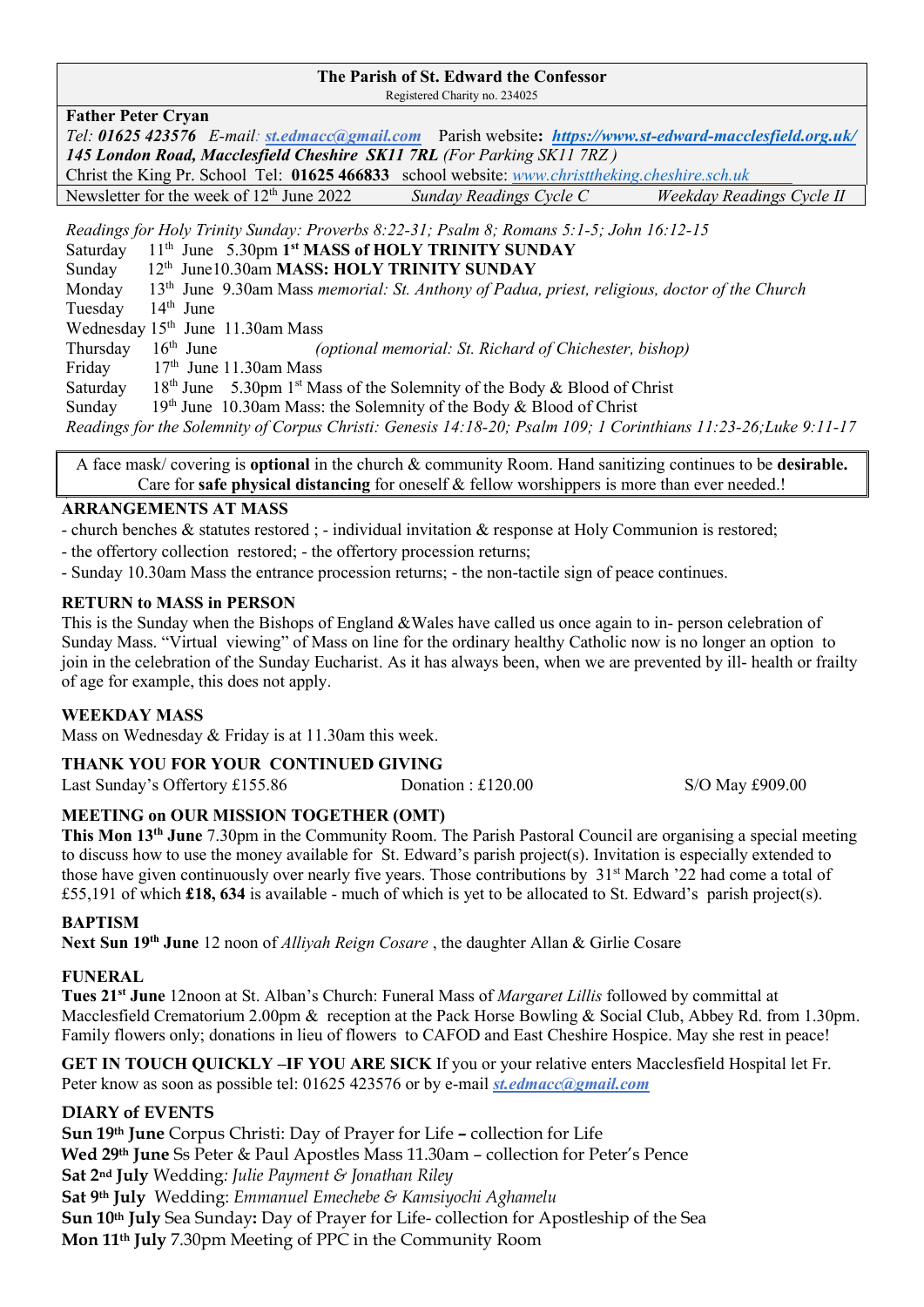**The Parish of St. Edward the Confessor**
Registered Charity no. 234025

**Father Peter Cryan**
*Tel:* ***01625 423576*** *E-mail: st.edmacc@gmail.com* Parish website**:** ***https://www.st-edward-macclesfield.org.uk/***
***145 London Road, Macclesfield Cheshire SK11 7RL*** *(For Parking SK11 7RZ )*
Christ the King Pr. School Tel: **01625 466833** school website: *www.christtheking.cheshire.sch.uk*
Newsletter for the week of 12th June 2022 *Sunday Readings Cycle C* *Weekday Readings Cycle II*

*Readings for Holy Trinity Sunday: Proverbs 8:22-31; Psalm 8; Romans 5:1-5; John 16:12-15*
Saturday 11th June 5.30pm **1st MASS of HOLY TRINITY SUNDAY**
Sunday 12th June10.30am **MASS: HOLY TRINITY SUNDAY**
Monday 13th June 9.30am Mass *memorial: St. Anthony of Padua, priest, religious, doctor of the Church*
Tuesday 14th June
Wednesday 15th June 11.30am Mass
Thursday 16th June *(optional memorial: St. Richard of Chichester, bishop)*
Friday 17th June 11.30am Mass
Saturday 18th June 5.30pm 1st Mass of the Solemnity of the Body & Blood of Christ
Sunday 19th June 10.30am Mass: the Solemnity of the Body & Blood of Christ
*Readings for the Solemnity of Corpus Christi: Genesis 14:18-20; Psalm 109; 1 Corinthians 11:23-26;Luke 9:11-17*

A face mask/ covering is **optional** in the church & community Room. Hand sanitizing continues to be **desirable.** Care for **safe physical distancing** for oneself & fellow worshippers is more than ever needed.!

## ARRANGEMENTS AT MASS

- church benches & statutes restored ; - individual invitation & response at Holy Communion is restored;
- the offertory collection restored; - the offertory procession returns;
- Sunday 10.30am Mass the entrance procession returns; - the non-tactile sign of peace continues.

## RETURN to MASS in PERSON

This is the Sunday when the Bishops of England &Wales have called us once again to in- person celebration of Sunday Mass. "Virtual viewing" of Mass on line for the ordinary healthy Catholic now is no longer an option to join in the celebration of the Sunday Eucharist. As it has always been, when we are prevented by ill- health or frailty of age for example, this does not apply.

## WEEKDAY MASS

Mass on Wednesday & Friday is at 11.30am this week.

## THANK YOU FOR YOUR CONTINUED GIVING

Last Sunday's Offertory £155.86 Donation : £120.00 S/O May £909.00

## MEETING on OUR MISSION TOGETHER (OMT)

**This Mon 13th June** 7.30pm in the Community Room. The Parish Pastoral Council are organising a special meeting to discuss how to use the money available for St. Edward's parish project(s). Invitation is especially extended to those have given continuously over nearly five years. Those contributions by 31st March '22 had come a total of £55,191 of which **£18, 634** is available - much of which is yet to be allocated to St. Edward's parish project(s).

## BAPTISM

**Next Sun 19th June** 12 noon of *Alliyah Reign Cosare* , the daughter Allan & Girlie Cosare

## FUNERAL

**Tues 21st June** 12noon at St. Alban's Church: Funeral Mass of *Margaret Lillis* followed by committal at Macclesfield Crematorium 2.00pm & reception at the Pack Horse Bowling & Social Club, Abbey Rd. from 1.30pm. Family flowers only; donations in lieu of flowers to CAFOD and East Cheshire Hospice. May she rest in peace!

**GET IN TOUCH QUICKLY –IF YOU ARE SICK** If you or your relative enters Macclesfield Hospital let Fr. Peter know as soon as possible tel: 01625 423576 or by e-mail ***st.edmacc@gmail.com***

## DIARY of EVENTS

**Sun 19th June** Corpus Christi: Day of Prayer for Life **–** collection for Life
**Wed 29th June** Ss Peter & Paul Apostles Mass 11.30am – collection for Peter's Pence
**Sat 2nd July** Wedding*: Julie Payment & Jonathan Riley*
**Sat 9th July** Wedding: *Emmanuel Emechebe & Kamsiyochi Aghamelu*
**Sun 10th July** Sea Sunday**:** Day of Prayer for Life- collection for Apostleship of the Sea
**Mon 11th July** 7.30pm Meeting of PPC in the Community Room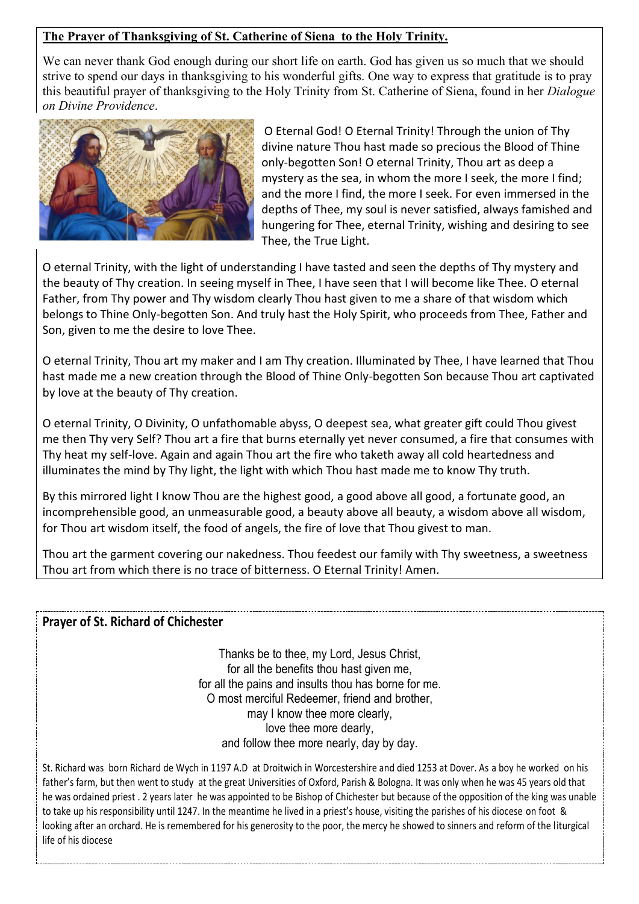**The Prayer of Thanksgiving of St. Catherine of Siena to the Holy Trinity.**

We can never thank God enough during our short life on earth. God has given us so much that we should strive to spend our days in thanksgiving to his wonderful gifts. One way to express that gratitude is to pray this beautiful prayer of thanksgiving to the Holy Trinity from St. Catherine of Siena, found in her *Dialogue on Divine Providence*.

O Eternal God! O Eternal Trinity! Through the union of Thy divine nature Thou hast made so precious the Blood of Thine only-begotten Son! O eternal Trinity, Thou art as deep a mystery as the sea, in whom the more I seek, the more I find; and the more I find, the more I seek. For even immersed in the depths of Thee, my soul is never satisfied, always famished and hungering for Thee, eternal Trinity, wishing and desiring to see Thee, the True Light.

O eternal Trinity, with the light of understanding I have tasted and seen the depths of Thy mystery and the beauty of Thy creation. In seeing myself in Thee, I have seen that I will become like Thee. O eternal Father, from Thy power and Thy wisdom clearly Thou hast given to me a share of that wisdom which belongs to Thine Only-begotten Son. And truly hast the Holy Spirit, who proceeds from Thee, Father and Son, given to me the desire to love Thee.

O eternal Trinity, Thou art my maker and I am Thy creation. Illuminated by Thee, I have learned that Thou hast made me a new creation through the Blood of Thine Only-begotten Son because Thou art captivated by love at the beauty of Thy creation.

O eternal Trinity, O Divinity, O unfathomable abyss, O deepest sea, what greater gift could Thou givest me then Thy very Self? Thou art a fire that burns eternally yet never consumed, a fire that consumes with Thy heat my self-love. Again and again Thou art the fire who taketh away all cold heartedness and illuminates the mind by Thy light, the light with which Thou hast made me to know Thy truth.

By this mirrored light I know Thou are the highest good, a good above all good, a fortunate good, an incomprehensible good, an unmeasurable good, a beauty above all beauty, a wisdom above all wisdom, for Thou art wisdom itself, the food of angels, the fire of love that Thou givest to man.

Thou art the garment covering our nakedness. Thou feedest our family with Thy sweetness, a sweetness Thou art from which there is no trace of bitterness. O Eternal Trinity! Amen.

**Prayer of St. Richard of Chichester**

Thanks be to thee, my Lord, Jesus Christ,
for all the benefits thou hast given me,
for all the pains and insults thou has borne for me.
O most merciful Redeemer, friend and brother,
may I know thee more clearly,
love thee more dearly,
and follow thee more nearly, day by day.

St. Richard was born Richard de Wych in 1197 A.D at Droitwich in Worcestershire and died 1253 at Dover. As a boy he worked on his father's farm, but then went to study at the great Universities of Oxford, Parish & Bologna. It was only when he was 45 years old that he was ordained priest . 2 years later he was appointed to be Bishop of Chichester but because of the opposition of the king was unable to take up his responsibility until 1247. In the meantime he lived in a priest's house, visiting the parishes of his diocese on foot & looking after an orchard. He is remembered for his generosity to the poor, the mercy he showed to sinners and reform of the liturgical life of his diocese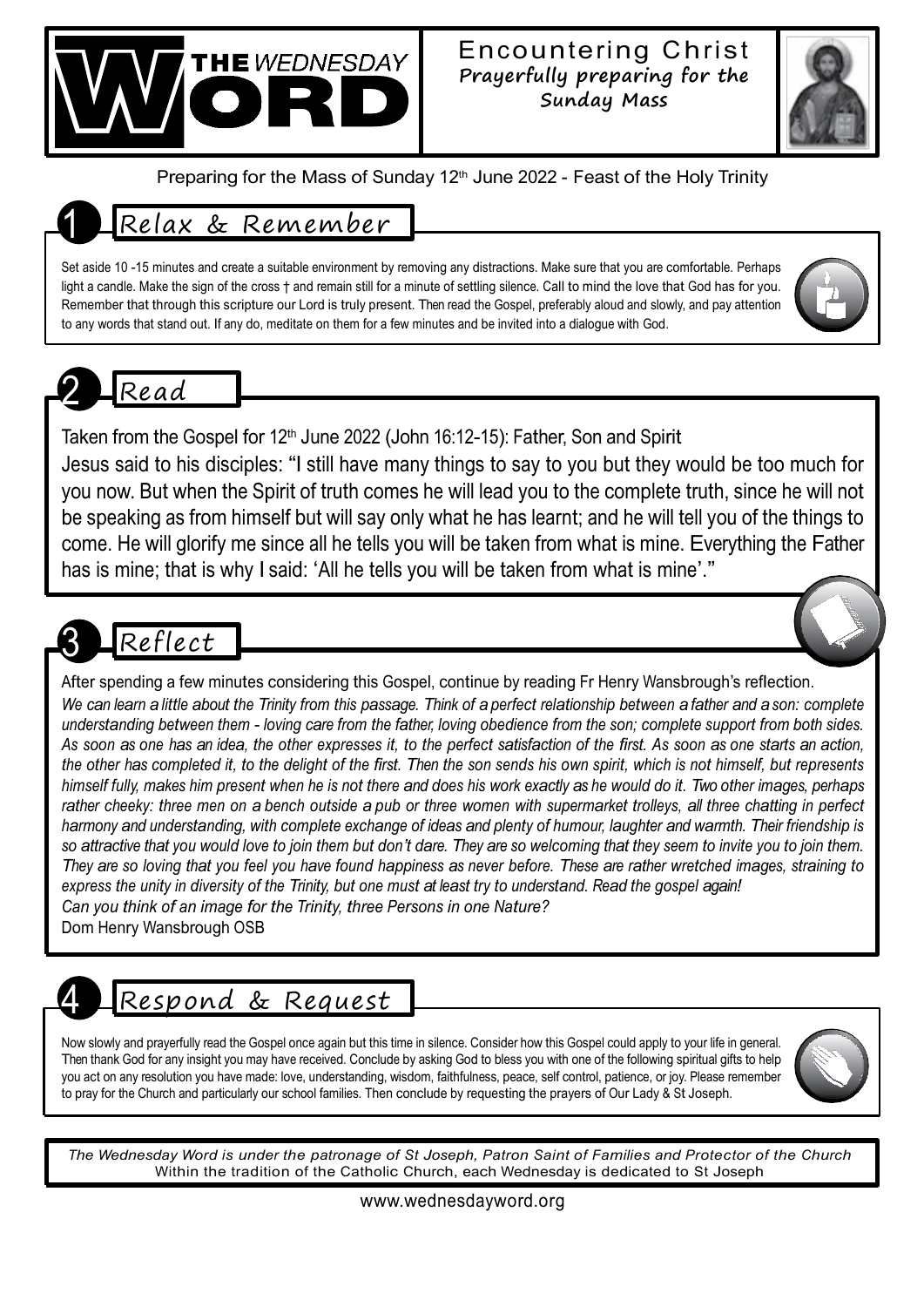# THE WEDNESDAY WORD

## Encountering Christ

**Prayerfully preparing for the Sunday Mass**

Preparing for the Mass of Sunday 12th June 2022 - Feast of the Holy Trinity

## 1 Relax & Remember

Set aside 10 -15 minutes and create a suitable environment by removing any distractions. Make sure that you are comfortable. Perhaps light a candle. Make the sign of the cross † and remain still for a minute of settling silence. Call to mind the love that God has for you. Remember that through this scripture our Lord is truly present. Then read the Gospel, preferably aloud and slowly, and pay attention to any words that stand out. If any do, meditate on them for a few minutes and be invited into a dialogue with God.

## 2 Read

Taken from the Gospel for 12th June 2022 (John 16:12-15): Father, Son and Spirit

Jesus said to his disciples: "I still have many things to say to you but they would be too much for you now. But when the Spirit of truth comes he will lead you to the complete truth, since he will not be speaking as from himself but will say only what he has learnt; and he will tell you of the things to come. He will glorify me since all he tells you will be taken from what is mine. Everything the Father has is mine; that is why I said: 'All he tells you will be taken from what is mine'."

## 3 Reflect

After spending a few minutes considering this Gospel, continue by reading Fr Henry Wansbrough's reflection.

*We can learn a little about the Trinity from this passage. Think of a perfect relationship between a father and a son: complete understanding between them - loving care from the father, loving obedience from the son; complete support from both sides. As soon as one has an idea, the other expresses it, to the perfect satisfaction of the first. As soon as one starts an action, the other has completed it, to the delight of the first. Then the son sends his own spirit, which is not himself, but represents himself fully, makes him present when he is not there and does his work exactly as he would do it. Two other images, perhaps rather cheeky: three men on a bench outside a pub or three women with supermarket trolleys, all three chatting in perfect harmony and understanding, with complete exchange of ideas and plenty of humour, laughter and warmth. Their friendship is so attractive that you would love to join them but don't dare. They are so welcoming that they seem to invite you to join them. They are so loving that you feel you have found happiness as never before. These are rather wretched images, straining to express the unity in diversity of the Trinity, but one must at least try to understand. Read the gospel again!*

*Can you think of an image for the Trinity, three Persons in one Nature?*

Dom Henry Wansbrough OSB

## 4 Respond & Request

Now slowly and prayerfully read the Gospel once again but this time in silence. Consider how this Gospel could apply to your life in general. Then thank God for any insight you may have received. Conclude by asking God to bless you with one of the following spiritual gifts to help you act on any resolution you have made: love, understanding, wisdom, faithfulness, peace, self control, patience, or joy. Please remember to pray for the Church and particularly our school families. Then conclude by requesting the prayers of Our Lady & St Joseph.

*The Wednesday Word is under the patronage of St Joseph, Patron Saint of Families and Protector of the Church*

Within the tradition of the Catholic Church, each Wednesday is dedicated to St Joseph

www.wednesdayword.org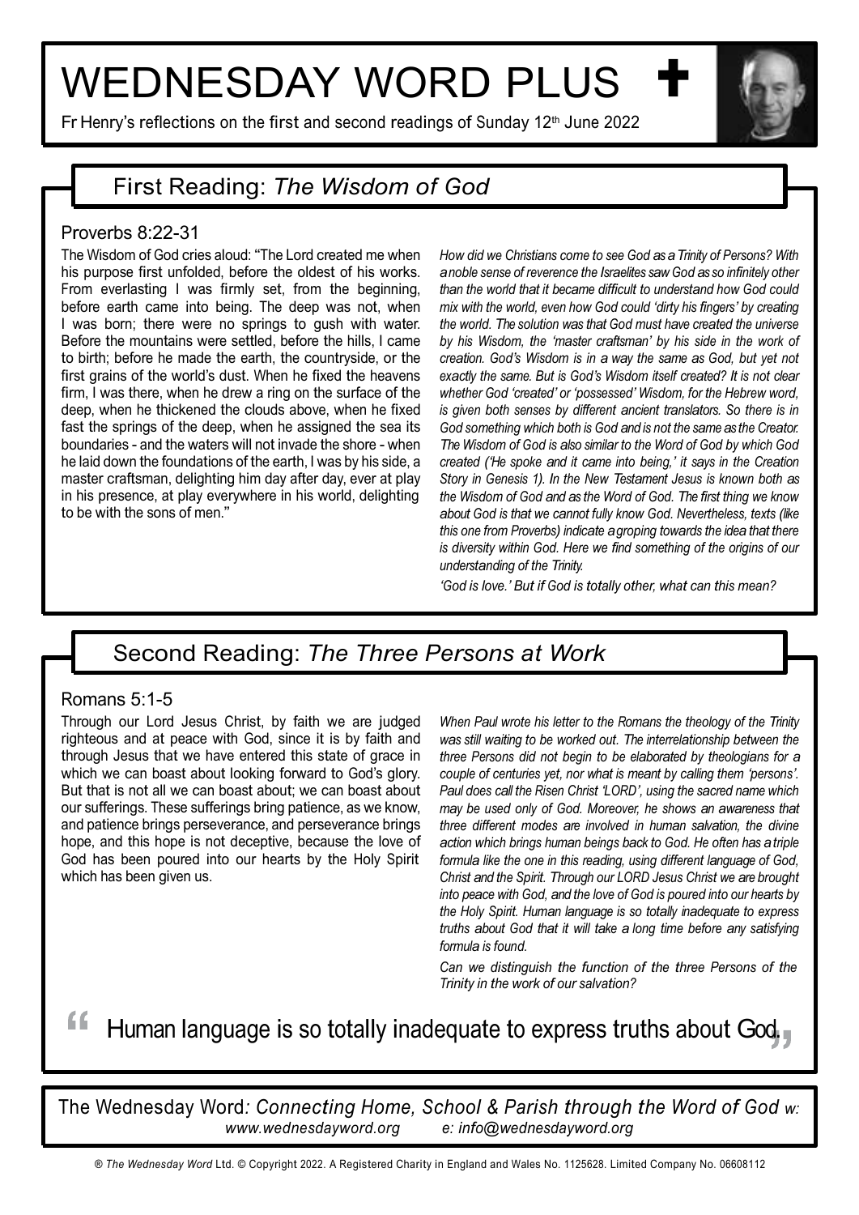# WEDNESDAY WORD PLUS ✝

Fr Henry's reflections on the first and second readings of Sunday 12th June 2022

## First Reading: *The Wisdom of God*

### Proverbs 8:22-31

The Wisdom of God cries aloud: "The Lord created me when his purpose first unfolded, before the oldest of his works. From everlasting I was firmly set, from the beginning, before earth came into being. The deep was not, when I was born; there were no springs to gush with water. Before the mountains were settled, before the hills, I came to birth; before he made the earth, the countryside, or the first grains of the world's dust. When he fixed the heavens firm, I was there, when he drew a ring on the surface of the deep, when he thickened the clouds above, when he fixed fast the springs of the deep, when he assigned the sea its boundaries - and the waters will not invade the shore - when he laid down the foundations of the earth, I was by his side, a master craftsman, delighting him day after day, ever at play in his presence, at play everywhere in his world, delighting to be with the sons of men."

*How did we Christians come to see God as a Trinity of Persons? With a noble sense of reverence the Israelites saw God as so infinitely other than the world that it became difficult to understand how God could mix with the world, even how God could 'dirty his fingers' by creating the world. The solution was that God must have created the universe by his Wisdom, the 'master craftsman' by his side in the work of creation. God's Wisdom is in a way the same as God, but yet not exactly the same. But is God's Wisdom itself created? It is not clear whether God 'created' or 'possessed' Wisdom, for the Hebrew word, is given both senses by different ancient translators. So there is in God something which both is God and is not the same as the Creator. The Wisdom of God is also similar to the Word of God by which God created ('He spoke and it came into being,' it says in the Creation Story in Genesis 1). In the New Testament Jesus is known both as the Wisdom of God and as the Word of God. The first thing we know about God is that we cannot fully know God. Nevertheless, texts (like this one from Proverbs) indicate a groping towards the idea that there is diversity within God. Here we find something of the origins of our understanding of the Trinity.*

*'God is love.' But if God is totally other, what can this mean?*

## Second Reading: *The Three Persons at Work*

### Romans 5:1-5

Through our Lord Jesus Christ, by faith we are judged righteous and at peace with God, since it is by faith and through Jesus that we have entered this state of grace in which we can boast about looking forward to God's glory. But that is not all we can boast about; we can boast about our sufferings. These sufferings bring patience, as we know, and patience brings perseverance, and perseverance brings hope, and this hope is not deceptive, because the love of God has been poured into our hearts by the Holy Spirit which has been given us.

*When Paul wrote his letter to the Romans the theology of the Trinity was still waiting to be worked out. The interrelationship between the three Persons did not begin to be elaborated by theologians for a couple of centuries yet, nor what is meant by calling them 'persons'. Paul does call the Risen Christ 'LORD', using the sacred name which may be used only of God. Moreover, he shows an awareness that three different modes are involved in human salvation, the divine action which brings human beings back to God. He often has a triple formula like the one in this reading, using different language of God, Christ and the Spirit. Through our LORD Jesus Christ we are brought into peace with God, and the love of God is poured into our hearts by the Holy Spirit. Human language is so totally inadequate to express truths about God that it will take a long time before any satisfying formula is found.*

*Can we distinguish the function of the three Persons of the Trinity in the work of our salvation?*

> "Human language is so totally inadequate to express truths about God."

The Wednesday Word*: Connecting Home, School & Parish through the Word of God* w: *www.wednesdayword.org* e: *info@wednesdayword.org*

® *The Wednesday Word* Ltd. © Copyright 2022. A Registered Charity in England and Wales No. 1125628. Limited Company No. 06608112